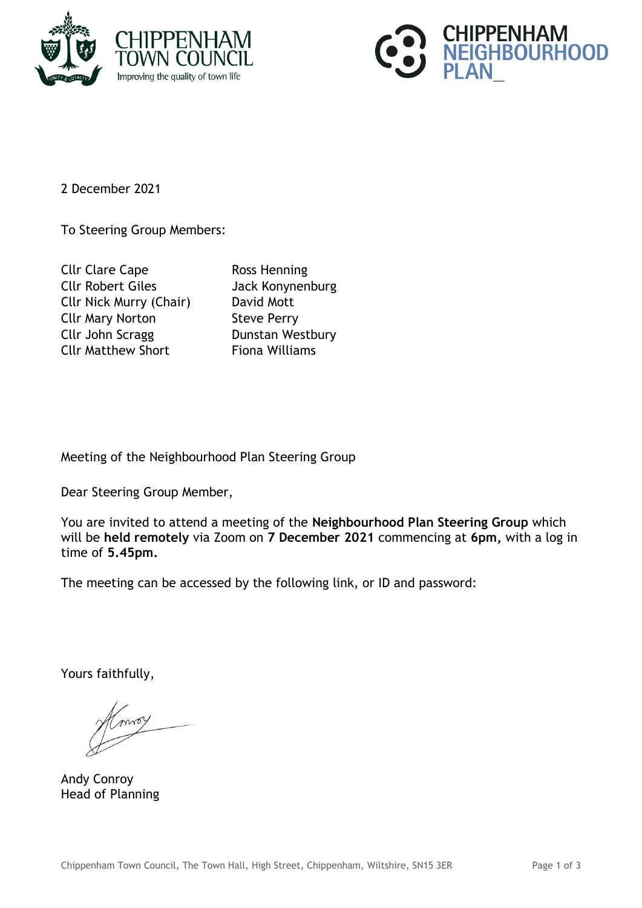CHIPPENHAM TOWN COUNCIL
Improving the quality of town life

CHIPPENHAM NEIGHBOURHOOD PLAN_

2 December 2021

To Steering Group Members:

| | |
|---|---|
| Cllr Clare Cape | Ross Henning |
| Cllr Robert Giles | Jack Konynenburg |
| Cllr Nick Murry (Chair) | David Mott |
| Cllr Mary Norton | Steve Perry |
| Cllr John Scragg | Dunstan Westbury |
| Cllr Matthew Short | Fiona Williams |

Meeting of the Neighbourhood Plan Steering Group

Dear Steering Group Member,

You are invited to attend a meeting of the **Neighbourhood Plan Steering Group** which will be **held remotely** via Zoom on **7 December 2021** commencing at **6pm,** with a log in time of **5.45pm.**

The meeting can be accessed by the following link, or ID and password:

Yours faithfully,

Andy Conroy
Head of Planning

Chippenham Town Council, The Town Hall, High Street, Chippenham, Wiltshire, SN15 3ER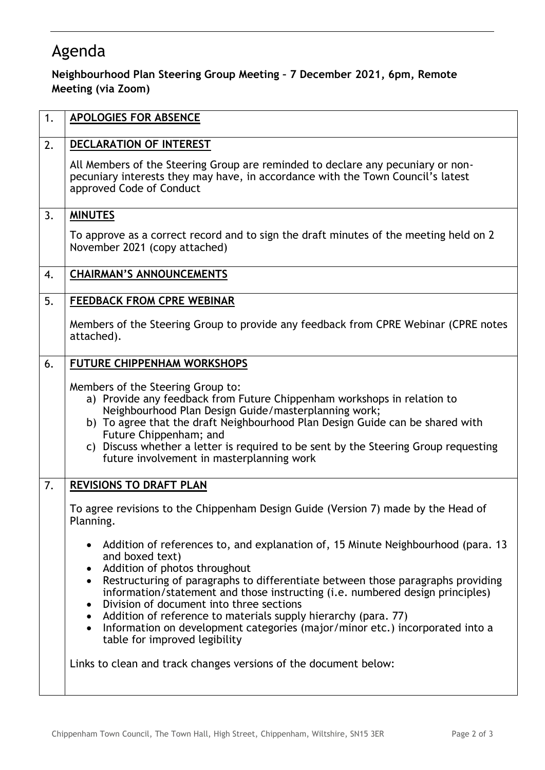# Agenda

**Neighbourhood Plan Steering Group Meeting – 7 December 2021, 6pm, Remote Meeting (via Zoom)**

| | |
|---|---|
| 1. | **APOLOGIES FOR ABSENCE** |
| 2. | **DECLARATION OF INTEREST**<br><br>All Members of the Steering Group are reminded to declare any pecuniary or non-pecuniary interests they may have, in accordance with the Town Council's latest approved Code of Conduct |
| 3. | **MINUTES**<br><br>To approve as a correct record and to sign the draft minutes of the meeting held on 2 November 2021 (copy attached) |
| 4. | **CHAIRMAN'S ANNOUNCEMENTS** |
| 5. | **FEEDBACK FROM CPRE WEBINAR**<br><br>Members of the Steering Group to provide any feedback from CPRE Webinar (CPRE notes attached). |
| 6. | **FUTURE CHIPPENHAM WORKSHOPS**<br><br>Members of the Steering Group to:<br>a) Provide any feedback from Future Chippenham workshops in relation to Neighbourhood Plan Design Guide/masterplanning work;<br>b) To agree that the draft Neighbourhood Plan Design Guide can be shared with Future Chippenham; and<br>c) Discuss whether a letter is required to be sent by the Steering Group requesting future involvement in masterplanning work |
| 7. | **REVISIONS TO DRAFT PLAN**<br><br>To agree revisions to the Chippenham Design Guide (Version 7) made by the Head of Planning.<br><br>• Addition of references to, and explanation of, 15 Minute Neighbourhood (para. 13 and boxed text)<br>• Addition of photos throughout<br>• Restructuring of paragraphs to differentiate between those paragraphs providing information/statement and those instructing (i.e. numbered design principles)<br>• Division of document into three sections<br>• Addition of reference to materials supply hierarchy (para. 77)<br>• Information on development categories (major/minor etc.) incorporated into a table for improved legibility<br><br>Links to clean and track changes versions of the document below: |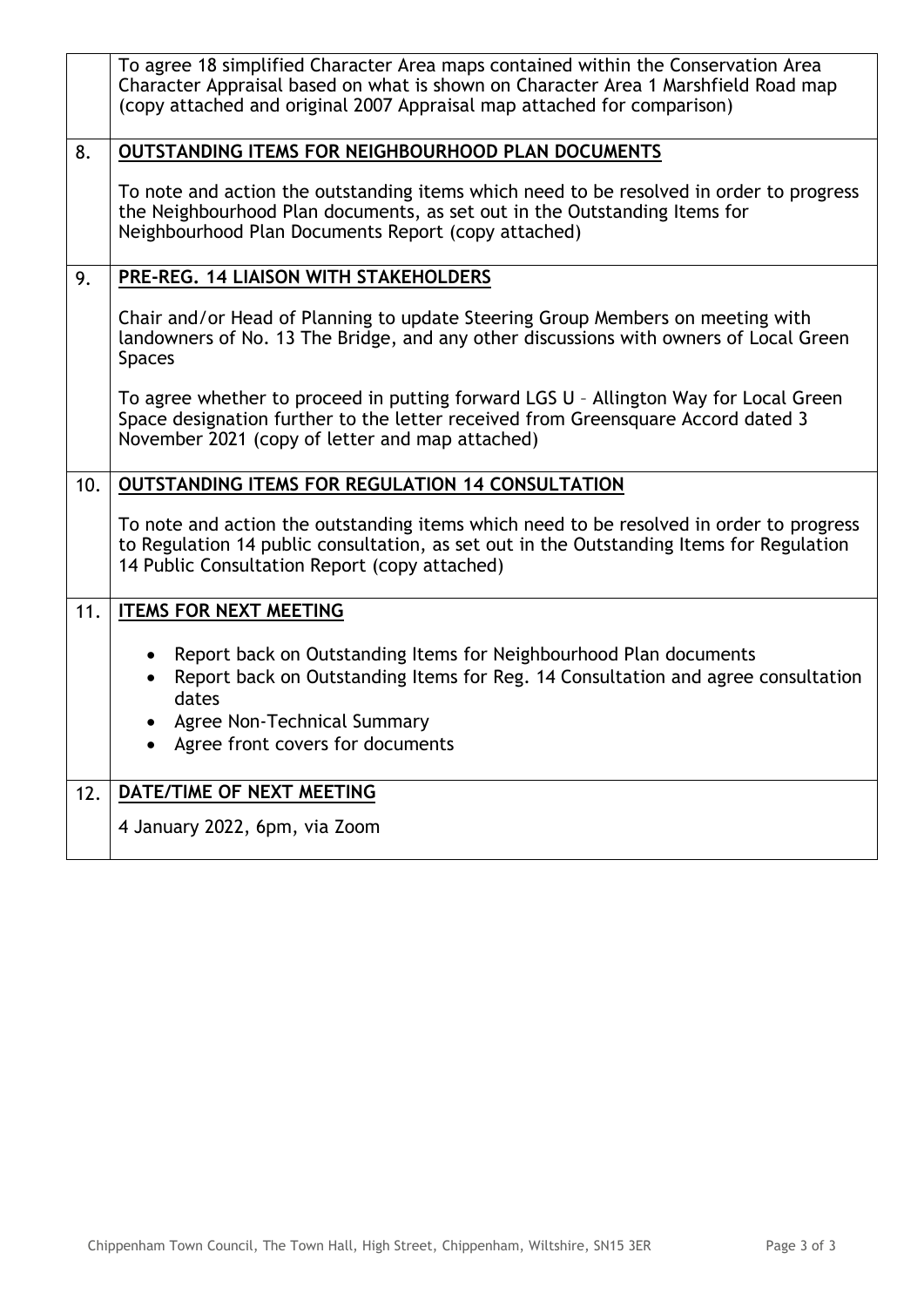| | |
|---|---|
| | To agree 18 simplified Character Area maps contained within the Conservation Area Character Appraisal based on what is shown on Character Area 1 Marshfield Road map (copy attached and original 2007 Appraisal map attached for comparison) |
| 8. | **OUTSTANDING ITEMS FOR NEIGHBOURHOOD PLAN DOCUMENTS**<br><br>To note and action the outstanding items which need to be resolved in order to progress the Neighbourhood Plan documents, as set out in the Outstanding Items for Neighbourhood Plan Documents Report (copy attached) |
| 9. | **PRE-REG. 14 LIAISON WITH STAKEHOLDERS**<br><br>Chair and/or Head of Planning to update Steering Group Members on meeting with landowners of No. 13 The Bridge, and any other discussions with owners of Local Green Spaces<br><br>To agree whether to proceed in putting forward LGS U – Allington Way for Local Green Space designation further to the letter received from Greensquare Accord dated 3 November 2021 (copy of letter and map attached) |
| 10. | **OUTSTANDING ITEMS FOR REGULATION 14 CONSULTATION**<br><br>To note and action the outstanding items which need to be resolved in order to progress to Regulation 14 public consultation, as set out in the Outstanding Items for Regulation 14 Public Consultation Report (copy attached) |
| 11. | **ITEMS FOR NEXT MEETING**<br><br>• Report back on Outstanding Items for Neighbourhood Plan documents<br>• Report back on Outstanding Items for Reg. 14 Consultation and agree consultation dates<br>• Agree Non-Technical Summary<br>• Agree front covers for documents |
| 12. | **DATE/TIME OF NEXT MEETING**<br><br>4 January 2022, 6pm, via Zoom |

Chippenham Town Council, The Town Hall, High Street, Chippenham, Wiltshire, SN15 3ER